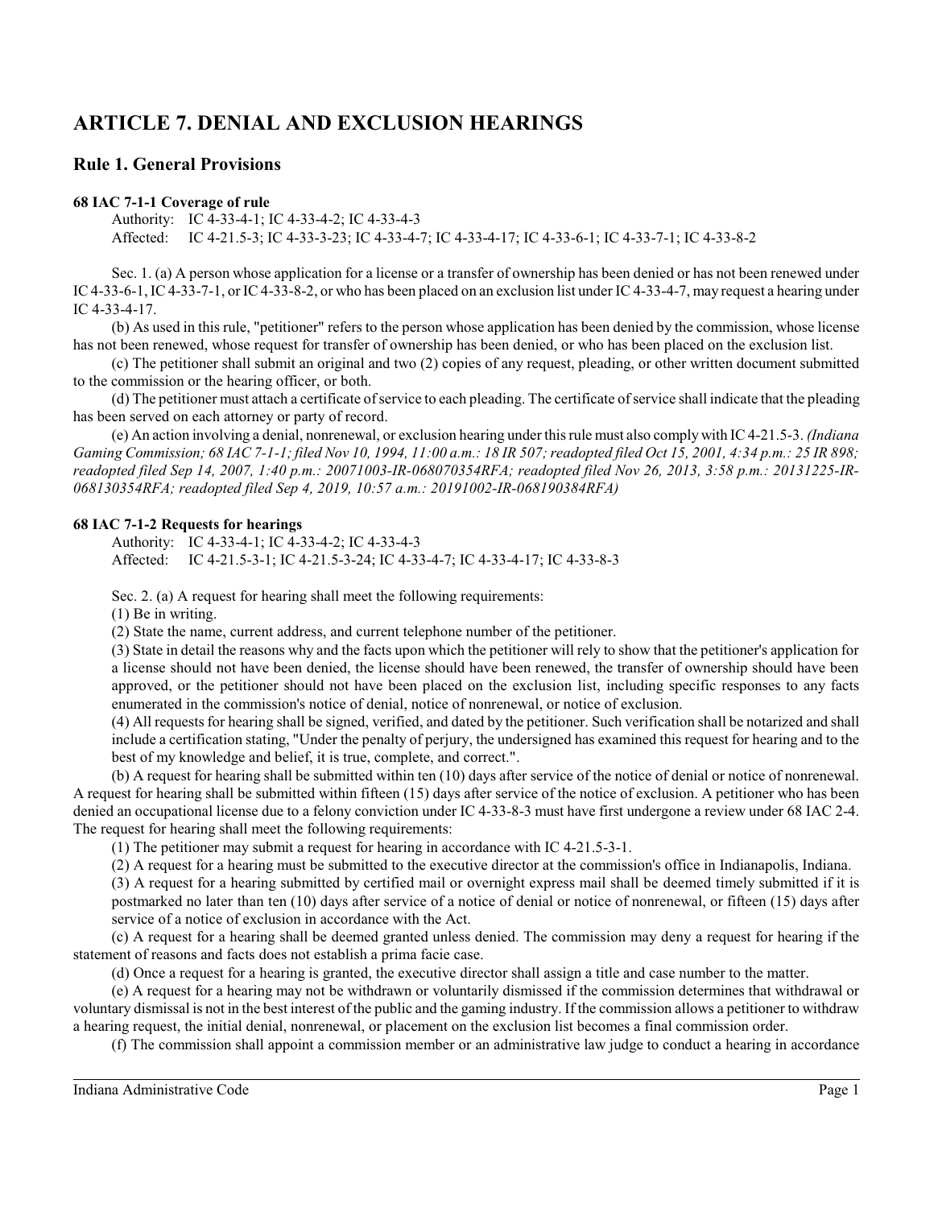# ARTICLE 7. DENIAL AND EXCLUSION HEARINGS

## Rule 1. General Provisions

### 68 IAC 7-1-1 Coverage of rule

Authority: IC 4-33-4-1; IC 4-33-4-2; IC 4-33-4-3
Affected: IC 4-21.5-3; IC 4-33-3-23; IC 4-33-4-7; IC 4-33-4-17; IC 4-33-6-1; IC 4-33-7-1; IC 4-33-8-2

Sec. 1. (a) A person whose application for a license or a transfer of ownership has been denied or has not been renewed under IC 4-33-6-1, IC 4-33-7-1, or IC 4-33-8-2, or who has been placed on an exclusion list under IC 4-33-4-7, may request a hearing under IC 4-33-4-17.

(b) As used in this rule, "petitioner" refers to the person whose application has been denied by the commission, whose license has not been renewed, whose request for transfer of ownership has been denied, or who has been placed on the exclusion list.

(c) The petitioner shall submit an original and two (2) copies of any request, pleading, or other written document submitted to the commission or the hearing officer, or both.

(d) The petitioner must attach a certificate of service to each pleading. The certificate of service shall indicate that the pleading has been served on each attorney or party of record.

(e) An action involving a denial, nonrenewal, or exclusion hearing under this rule must also comply with IC 4-21.5-3. *(Indiana Gaming Commission; 68 IAC 7-1-1; filed Nov 10, 1994, 11:00 a.m.: 18 IR 507; readopted filed Oct 15, 2001, 4:34 p.m.: 25 IR 898; readopted filed Sep 14, 2007, 1:40 p.m.: 20071003-IR-068070354RFA; readopted filed Nov 26, 2013, 3:58 p.m.: 20131225-IR-068130354RFA; readopted filed Sep 4, 2019, 10:57 a.m.: 20191002-IR-068190384RFA)*

### 68 IAC 7-1-2 Requests for hearings

Authority: IC 4-33-4-1; IC 4-33-4-2; IC 4-33-4-3
Affected: IC 4-21.5-3-1; IC 4-21.5-3-24; IC 4-33-4-7; IC 4-33-4-17; IC 4-33-8-3

Sec. 2. (a) A request for hearing shall meet the following requirements:

(1) Be in writing.

(2) State the name, current address, and current telephone number of the petitioner.

(3) State in detail the reasons why and the facts upon which the petitioner will rely to show that the petitioner's application for a license should not have been denied, the license should have been renewed, the transfer of ownership should have been approved, or the petitioner should not have been placed on the exclusion list, including specific responses to any facts enumerated in the commission's notice of denial, notice of nonrenewal, or notice of exclusion.

(4) All requests for hearing shall be signed, verified, and dated by the petitioner. Such verification shall be notarized and shall include a certification stating, "Under the penalty of perjury, the undersigned has examined this request for hearing and to the best of my knowledge and belief, it is true, complete, and correct.".

(b) A request for hearing shall be submitted within ten (10) days after service of the notice of denial or notice of nonrenewal. A request for hearing shall be submitted within fifteen (15) days after service of the notice of exclusion. A petitioner who has been denied an occupational license due to a felony conviction under IC 4-33-8-3 must have first undergone a review under 68 IAC 2-4. The request for hearing shall meet the following requirements:

(1) The petitioner may submit a request for hearing in accordance with IC 4-21.5-3-1.

(2) A request for a hearing must be submitted to the executive director at the commission's office in Indianapolis, Indiana.

(3) A request for a hearing submitted by certified mail or overnight express mail shall be deemed timely submitted if it is postmarked no later than ten (10) days after service of a notice of denial or notice of nonrenewal, or fifteen (15) days after service of a notice of exclusion in accordance with the Act.

(c) A request for a hearing shall be deemed granted unless denied. The commission may deny a request for hearing if the statement of reasons and facts does not establish a prima facie case.

(d) Once a request for a hearing is granted, the executive director shall assign a title and case number to the matter.

(e) A request for a hearing may not be withdrawn or voluntarily dismissed if the commission determines that withdrawal or voluntary dismissal is not in the best interest of the public and the gaming industry. If the commission allows a petitioner to withdraw a hearing request, the initial denial, nonrenewal, or placement on the exclusion list becomes a final commission order.

(f) The commission shall appoint a commission member or an administrative law judge to conduct a hearing in accordance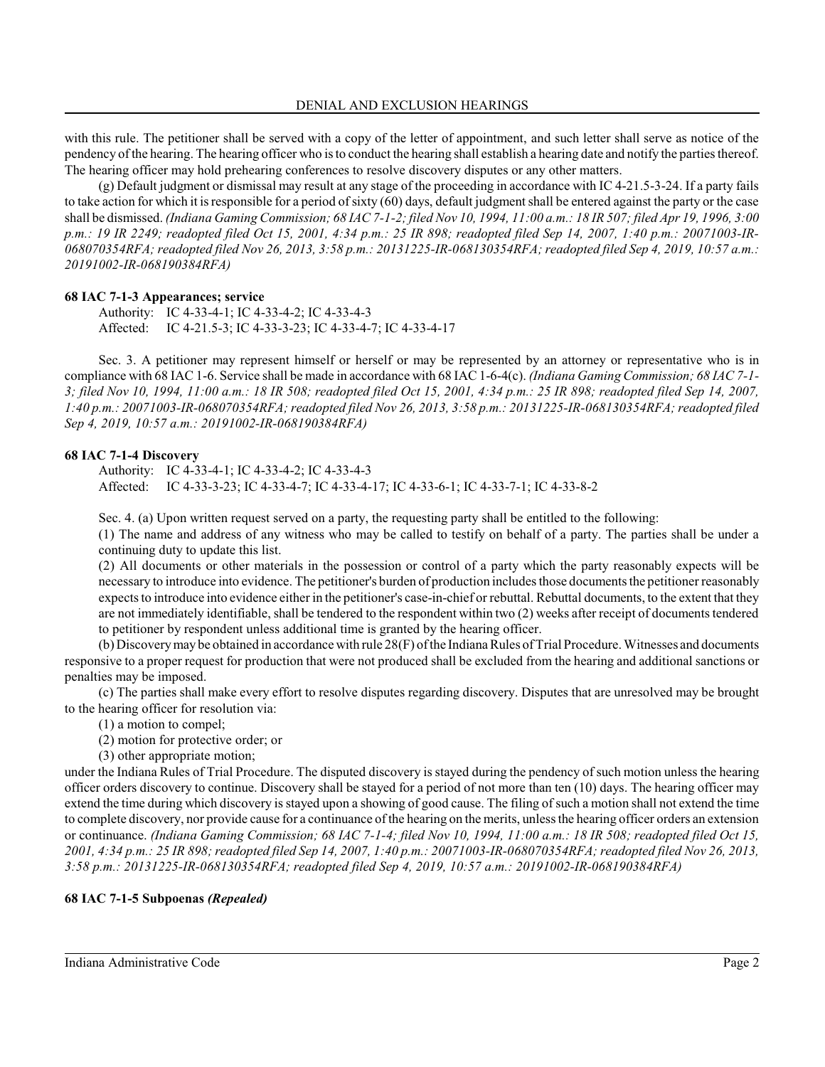with this rule. The petitioner shall be served with a copy of the letter of appointment, and such letter shall serve as notice of the pendency of the hearing. The hearing officer who is to conduct the hearing shall establish a hearing date and notify the parties thereof. The hearing officer may hold prehearing conferences to resolve discovery disputes or any other matters.

(g) Default judgment or dismissal may result at any stage of the proceeding in accordance with IC 4-21.5-3-24. If a party fails to take action for which it is responsible for a period of sixty (60) days, default judgment shall be entered against the party or the case shall be dismissed. *(Indiana Gaming Commission; 68 IAC 7-1-2; filed Nov 10, 1994, 11:00 a.m.: 18 IR 507; filed Apr 19, 1996, 3:00 p.m.: 19 IR 2249; readopted filed Oct 15, 2001, 4:34 p.m.: 25 IR 898; readopted filed Sep 14, 2007, 1:40 p.m.: 20071003-IR-068070354RFA; readopted filed Nov 26, 2013, 3:58 p.m.: 20131225-IR-068130354RFA; readopted filed Sep 4, 2019, 10:57 a.m.: 20191002-IR-068190384RFA)*

**68 IAC 7-1-3 Appearances; service**

Authority: IC 4-33-4-1; IC 4-33-4-2; IC 4-33-4-3
Affected: IC 4-21.5-3; IC 4-33-3-23; IC 4-33-4-7; IC 4-33-4-17

Sec. 3. A petitioner may represent himself or herself or may be represented by an attorney or representative who is in compliance with 68 IAC 1-6. Service shall be made in accordance with 68 IAC 1-6-4(c). *(Indiana Gaming Commission; 68 IAC 7-1-3; filed Nov 10, 1994, 11:00 a.m.: 18 IR 508; readopted filed Oct 15, 2001, 4:34 p.m.: 25 IR 898; readopted filed Sep 14, 2007, 1:40 p.m.: 20071003-IR-068070354RFA; readopted filed Nov 26, 2013, 3:58 p.m.: 20131225-IR-068130354RFA; readopted filed Sep 4, 2019, 10:57 a.m.: 20191002-IR-068190384RFA)*

**68 IAC 7-1-4 Discovery**

Authority: IC 4-33-4-1; IC 4-33-4-2; IC 4-33-4-3
Affected: IC 4-33-3-23; IC 4-33-4-7; IC 4-33-4-17; IC 4-33-6-1; IC 4-33-7-1; IC 4-33-8-2

Sec. 4. (a) Upon written request served on a party, the requesting party shall be entitled to the following:

(1) The name and address of any witness who may be called to testify on behalf of a party. The parties shall be under a continuing duty to update this list.

(2) All documents or other materials in the possession or control of a party which the party reasonably expects will be necessary to introduce into evidence. The petitioner's burden of production includes those documents the petitioner reasonably expects to introduce into evidence either in the petitioner's case-in-chief or rebuttal. Rebuttal documents, to the extent that they are not immediately identifiable, shall be tendered to the respondent within two (2) weeks after receipt of documents tendered to petitioner by respondent unless additional time is granted by the hearing officer.

(b) Discovery may be obtained in accordance with rule 28(F) of the Indiana Rules of Trial Procedure. Witnesses and documents responsive to a proper request for production that were not produced shall be excluded from the hearing and additional sanctions or penalties may be imposed.

(c) The parties shall make every effort to resolve disputes regarding discovery. Disputes that are unresolved may be brought to the hearing officer for resolution via:

(1) a motion to compel;

(2) motion for protective order; or

(3) other appropriate motion;

under the Indiana Rules of Trial Procedure. The disputed discovery is stayed during the pendency of such motion unless the hearing officer orders discovery to continue. Discovery shall be stayed for a period of not more than ten (10) days. The hearing officer may extend the time during which discovery is stayed upon a showing of good cause. The filing of such a motion shall not extend the time to complete discovery, nor provide cause for a continuance of the hearing on the merits, unless the hearing officer orders an extension or continuance. *(Indiana Gaming Commission; 68 IAC 7-1-4; filed Nov 10, 1994, 11:00 a.m.: 18 IR 508; readopted filed Oct 15, 2001, 4:34 p.m.: 25 IR 898; readopted filed Sep 14, 2007, 1:40 p.m.: 20071003-IR-068070354RFA; readopted filed Nov 26, 2013, 3:58 p.m.: 20131225-IR-068130354RFA; readopted filed Sep 4, 2019, 10:57 a.m.: 20191002-IR-068190384RFA)*

**68 IAC 7-1-5 Subpoenas *(Repealed)***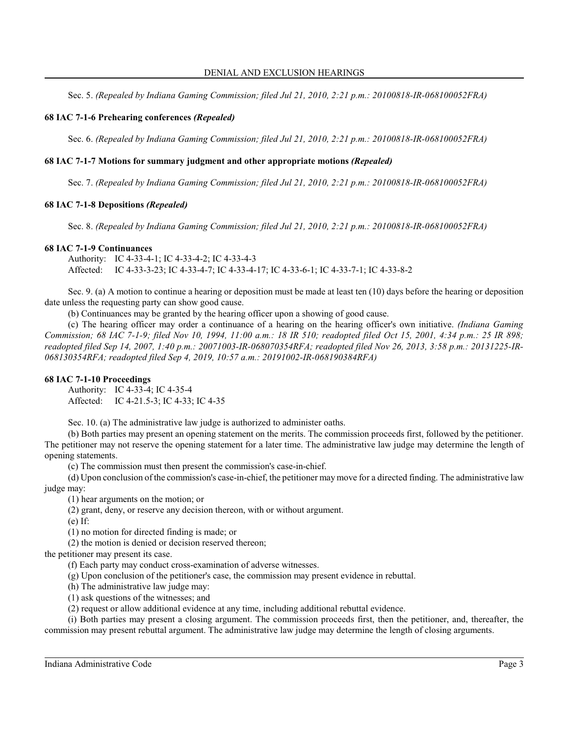Sec. 5. *(Repealed by Indiana Gaming Commission; filed Jul 21, 2010, 2:21 p.m.: 20100818-IR-068100052FRA)*

### 68 IAC 7-1-6 Prehearing conferences *(Repealed)*

Sec. 6. *(Repealed by Indiana Gaming Commission; filed Jul 21, 2010, 2:21 p.m.: 20100818-IR-068100052FRA)*

### 68 IAC 7-1-7 Motions for summary judgment and other appropriate motions *(Repealed)*

Sec. 7. *(Repealed by Indiana Gaming Commission; filed Jul 21, 2010, 2:21 p.m.: 20100818-IR-068100052FRA)*

### 68 IAC 7-1-8 Depositions *(Repealed)*

Sec. 8. *(Repealed by Indiana Gaming Commission; filed Jul 21, 2010, 2:21 p.m.: 20100818-IR-068100052FRA)*

### 68 IAC 7-1-9 Continuances

Authority: IC 4-33-4-1; IC 4-33-4-2; IC 4-33-4-3
Affected: IC 4-33-3-23; IC 4-33-4-7; IC 4-33-4-17; IC 4-33-6-1; IC 4-33-7-1; IC 4-33-8-2

Sec. 9. (a) A motion to continue a hearing or deposition must be made at least ten (10) days before the hearing or deposition date unless the requesting party can show good cause.

(b) Continuances may be granted by the hearing officer upon a showing of good cause.

(c) The hearing officer may order a continuance of a hearing on the hearing officer's own initiative. *(Indiana Gaming Commission; 68 IAC 7-1-9; filed Nov 10, 1994, 11:00 a.m.: 18 IR 510; readopted filed Oct 15, 2001, 4:34 p.m.: 25 IR 898; readopted filed Sep 14, 2007, 1:40 p.m.: 20071003-IR-068070354RFA; readopted filed Nov 26, 2013, 3:58 p.m.: 20131225-IR-068130354RFA; readopted filed Sep 4, 2019, 10:57 a.m.: 20191002-IR-068190384RFA)*

### 68 IAC 7-1-10 Proceedings

Authority: IC 4-33-4; IC 4-35-4
Affected: IC 4-21.5-3; IC 4-33; IC 4-35

Sec. 10. (a) The administrative law judge is authorized to administer oaths.

(b) Both parties may present an opening statement on the merits. The commission proceeds first, followed by the petitioner. The petitioner may not reserve the opening statement for a later time. The administrative law judge may determine the length of opening statements.

(c) The commission must then present the commission's case-in-chief.

(d) Upon conclusion of the commission's case-in-chief, the petitioner may move for a directed finding. The administrative law judge may:

(1) hear arguments on the motion; or

(2) grant, deny, or reserve any decision thereon, with or without argument.

(e) If:

(1) no motion for directed finding is made; or

(2) the motion is denied or decision reserved thereon;

the petitioner may present its case.

(f) Each party may conduct cross-examination of adverse witnesses.

(g) Upon conclusion of the petitioner's case, the commission may present evidence in rebuttal.

(h) The administrative law judge may:

(1) ask questions of the witnesses; and

(2) request or allow additional evidence at any time, including additional rebuttal evidence.

(i) Both parties may present a closing argument. The commission proceeds first, then the petitioner, and, thereafter, the commission may present rebuttal argument. The administrative law judge may determine the length of closing arguments.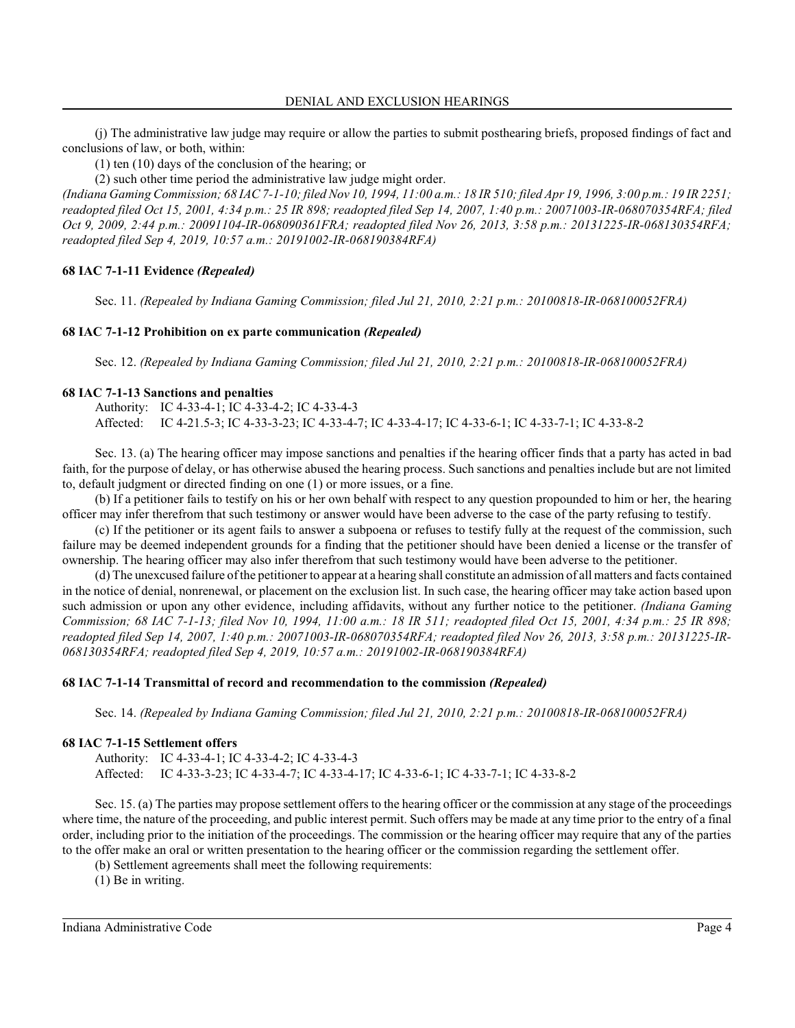(j) The administrative law judge may require or allow the parties to submit posthearing briefs, proposed findings of fact and conclusions of law, or both, within:

(1) ten (10) days of the conclusion of the hearing; or

(2) such other time period the administrative law judge might order.

*(Indiana Gaming Commission; 68 IAC 7-1-10; filed Nov 10, 1994, 11:00 a.m.: 18 IR 510; filed Apr 19, 1996, 3:00 p.m.: 19 IR 2251; readopted filed Oct 15, 2001, 4:34 p.m.: 25 IR 898; readopted filed Sep 14, 2007, 1:40 p.m.: 20071003-IR-068070354RFA; filed Oct 9, 2009, 2:44 p.m.: 20091104-IR-068090361FRA; readopted filed Nov 26, 2013, 3:58 p.m.: 20131225-IR-068130354RFA; readopted filed Sep 4, 2019, 10:57 a.m.: 20191002-IR-068190384RFA)*

### 68 IAC 7-1-11 Evidence *(Repealed)*

Sec. 11. *(Repealed by Indiana Gaming Commission; filed Jul 21, 2010, 2:21 p.m.: 20100818-IR-068100052FRA)*

### 68 IAC 7-1-12 Prohibition on ex parte communication *(Repealed)*

Sec. 12. *(Repealed by Indiana Gaming Commission; filed Jul 21, 2010, 2:21 p.m.: 20100818-IR-068100052FRA)*

### 68 IAC 7-1-13 Sanctions and penalties

Authority: IC 4-33-4-1; IC 4-33-4-2; IC 4-33-4-3
Affected: IC 4-21.5-3; IC 4-33-3-23; IC 4-33-4-7; IC 4-33-4-17; IC 4-33-6-1; IC 4-33-7-1; IC 4-33-8-2

Sec. 13. (a) The hearing officer may impose sanctions and penalties if the hearing officer finds that a party has acted in bad faith, for the purpose of delay, or has otherwise abused the hearing process. Such sanctions and penalties include but are not limited to, default judgment or directed finding on one (1) or more issues, or a fine.

(b) If a petitioner fails to testify on his or her own behalf with respect to any question propounded to him or her, the hearing officer may infer therefrom that such testimony or answer would have been adverse to the case of the party refusing to testify.

(c) If the petitioner or its agent fails to answer a subpoena or refuses to testify fully at the request of the commission, such failure may be deemed independent grounds for a finding that the petitioner should have been denied a license or the transfer of ownership. The hearing officer may also infer therefrom that such testimony would have been adverse to the petitioner.

(d) The unexcused failure of the petitioner to appear at a hearing shall constitute an admission of all matters and facts contained in the notice of denial, nonrenewal, or placement on the exclusion list. In such case, the hearing officer may take action based upon such admission or upon any other evidence, including affidavits, without any further notice to the petitioner. *(Indiana Gaming Commission; 68 IAC 7-1-13; filed Nov 10, 1994, 11:00 a.m.: 18 IR 511; readopted filed Oct 15, 2001, 4:34 p.m.: 25 IR 898; readopted filed Sep 14, 2007, 1:40 p.m.: 20071003-IR-068070354RFA; readopted filed Nov 26, 2013, 3:58 p.m.: 20131225-IR-068130354RFA; readopted filed Sep 4, 2019, 10:57 a.m.: 20191002-IR-068190384RFA)*

### 68 IAC 7-1-14 Transmittal of record and recommendation to the commission *(Repealed)*

Sec. 14. *(Repealed by Indiana Gaming Commission; filed Jul 21, 2010, 2:21 p.m.: 20100818-IR-068100052FRA)*

### 68 IAC 7-1-15 Settlement offers

Authority: IC 4-33-4-1; IC 4-33-4-2; IC 4-33-4-3
Affected: IC 4-33-3-23; IC 4-33-4-7; IC 4-33-4-17; IC 4-33-6-1; IC 4-33-7-1; IC 4-33-8-2

Sec. 15. (a) The parties may propose settlement offers to the hearing officer or the commission at any stage of the proceedings where time, the nature of the proceeding, and public interest permit. Such offers may be made at any time prior to the entry of a final order, including prior to the initiation of the proceedings. The commission or the hearing officer may require that any of the parties to the offer make an oral or written presentation to the hearing officer or the commission regarding the settlement offer.

(b) Settlement agreements shall meet the following requirements:

(1) Be in writing.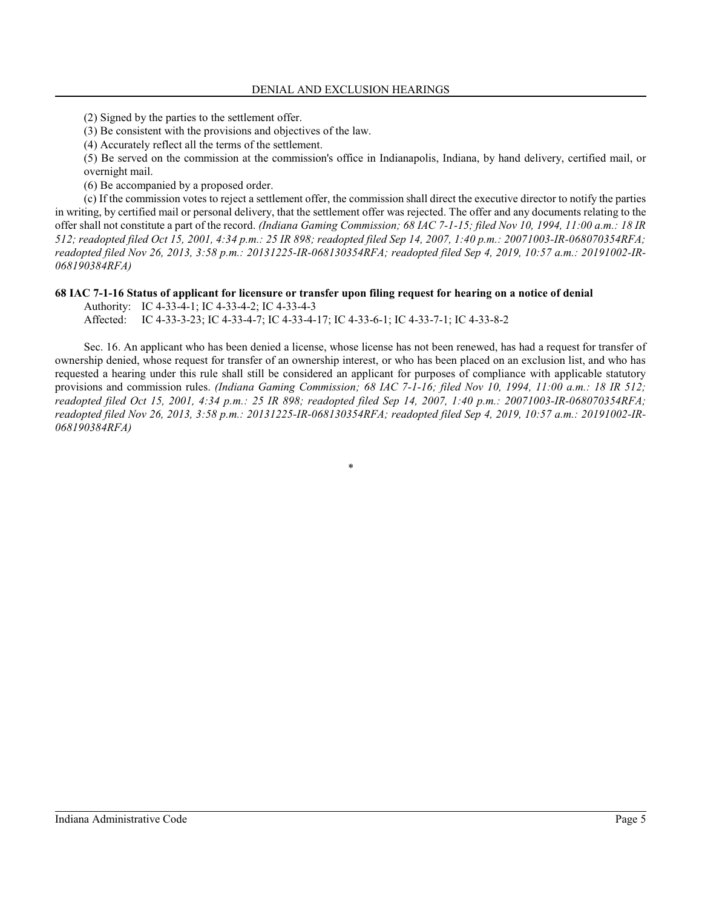(2) Signed by the parties to the settlement offer.

(3) Be consistent with the provisions and objectives of the law.

(4) Accurately reflect all the terms of the settlement.

(5) Be served on the commission at the commission's office in Indianapolis, Indiana, by hand delivery, certified mail, or overnight mail.

(6) Be accompanied by a proposed order.

(c) If the commission votes to reject a settlement offer, the commission shall direct the executive director to notify the parties in writing, by certified mail or personal delivery, that the settlement offer was rejected. The offer and any documents relating to the offer shall not constitute a part of the record. *(Indiana Gaming Commission; 68 IAC 7-1-15; filed Nov 10, 1994, 11:00 a.m.: 18 IR 512; readopted filed Oct 15, 2001, 4:34 p.m.: 25 IR 898; readopted filed Sep 14, 2007, 1:40 p.m.: 20071003-IR-068070354RFA; readopted filed Nov 26, 2013, 3:58 p.m.: 20131225-IR-068130354RFA; readopted filed Sep 4, 2019, 10:57 a.m.: 20191002-IR-068190384RFA)*

**68 IAC 7-1-16 Status of applicant for licensure or transfer upon filing request for hearing on a notice of denial**

Authority: IC 4-33-4-1; IC 4-33-4-2; IC 4-33-4-3

Affected: IC 4-33-3-23; IC 4-33-4-7; IC 4-33-4-17; IC 4-33-6-1; IC 4-33-7-1; IC 4-33-8-2

Sec. 16. An applicant who has been denied a license, whose license has not been renewed, has had a request for transfer of ownership denied, whose request for transfer of an ownership interest, or who has been placed on an exclusion list, and who has requested a hearing under this rule shall still be considered an applicant for purposes of compliance with applicable statutory provisions and commission rules. *(Indiana Gaming Commission; 68 IAC 7-1-16; filed Nov 10, 1994, 11:00 a.m.: 18 IR 512; readopted filed Oct 15, 2001, 4:34 p.m.: 25 IR 898; readopted filed Sep 14, 2007, 1:40 p.m.: 20071003-IR-068070354RFA; readopted filed Nov 26, 2013, 3:58 p.m.: 20131225-IR-068130354RFA; readopted filed Sep 4, 2019, 10:57 a.m.: 20191002-IR-068190384RFA)*

*